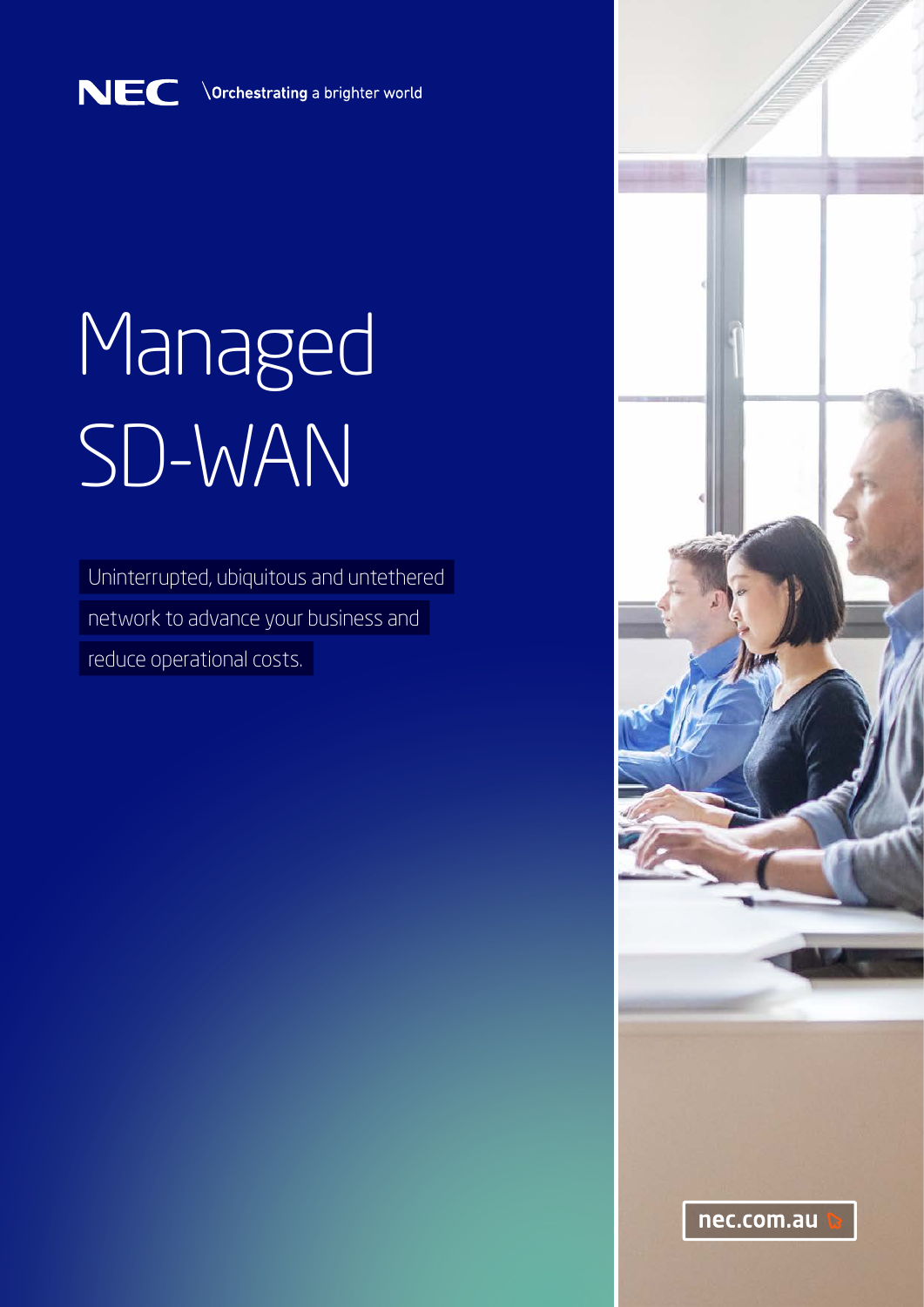NEC \Orchestrating a brighter world

# Managed SD-WAN

Uninterrupted, ubiquitous and untethered network to advance your business and reduce operational costs.

nec.com.au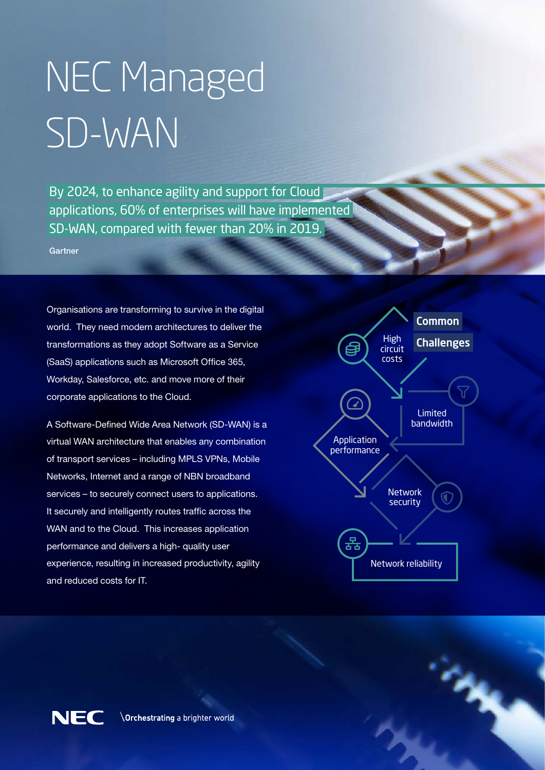# NEC Managed SD-WAN

> By 2024, to enhance agility and support for Cloud applications, 60% of enterprises will have implemented SD-WAN, compared with fewer than 20% in 2019.
>
> Gartner

Organisations are transforming to survive in the digital world. They need modern architectures to deliver the transformations as they adopt Software as a Service (SaaS) applications such as Microsoft Office 365, Workday, Salesforce, etc. and move more of their corporate applications to the Cloud.

A Software-Defined Wide Area Network (SD-WAN) is a virtual WAN architecture that enables any combination of transport services – including MPLS VPNs, Mobile Networks, Internet and a range of NBN broadband services – to securely connect users to applications. It securely and intelligently routes traffic across the WAN and to the Cloud. This increases application performance and delivers a high- quality user experience, resulting in increased productivity, agility and reduced costs for IT.

## Common Challenges

- High circuit costs
- Limited bandwidth
- Application performance
- Network security
- Network reliability

NEC \Orchestrating a brighter world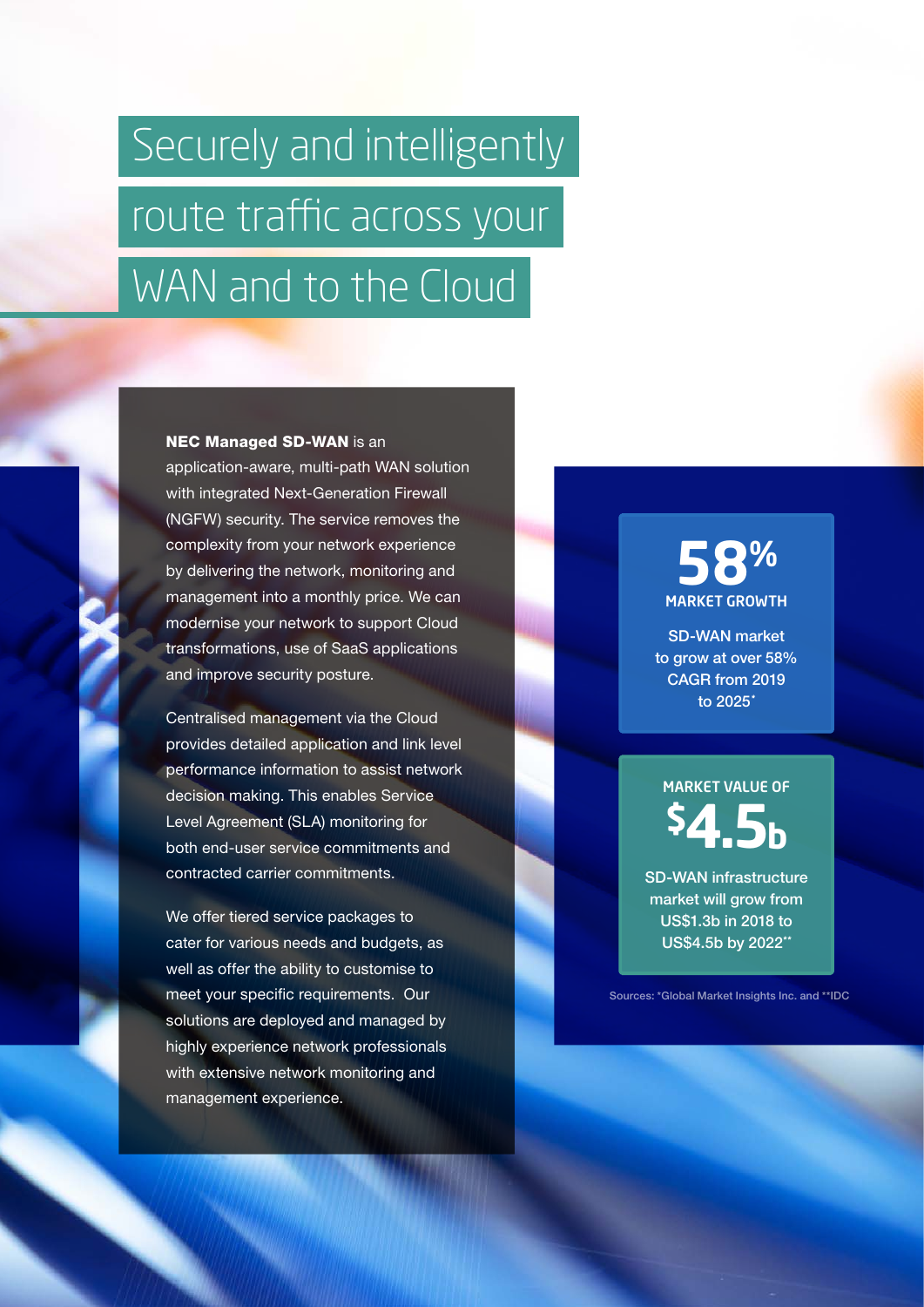# Securely and intelligently route traffic across your WAN and to the Cloud

**NEC Managed SD-WAN** is an application-aware, multi-path WAN solution with integrated Next-Generation Firewall (NGFW) security. The service removes the complexity from your network experience by delivering the network, monitoring and management into a monthly price. We can modernise your network to support Cloud transformations, use of SaaS applications and improve security posture.

Centralised management via the Cloud provides detailed application and link level performance information to assist network decision making. This enables Service Level Agreement (SLA) monitoring for both end-user service commitments and contracted carrier commitments.

We offer tiered service packages to cater for various needs and budgets, as well as offer the ability to customise to meet your specific requirements. Our solutions are deployed and managed by highly experience network professionals with extensive network monitoring and management experience.

**58%**

**MARKET GROWTH**

SD-WAN market to grow at over 58% CAGR from 2019 to 2025*

**MARKET VALUE OF**

**$4.5b**

SD-WAN infrastructure market will grow from US$1.3b in 2018 to US$4.5b by 2022**

Sources: *Global Market Insights Inc. and **IDC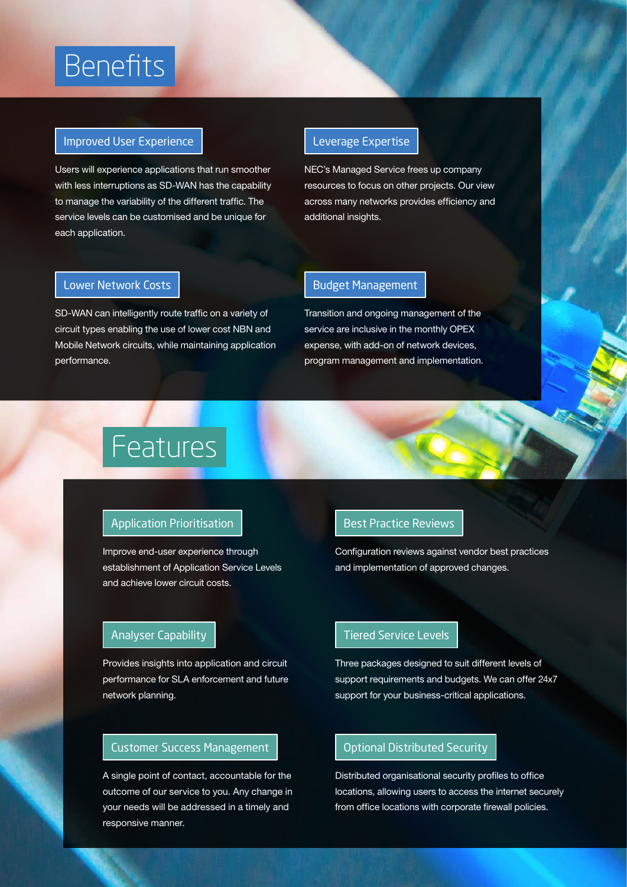# Benefits

### Improved User Experience

Users will experience applications that run smoother with less interruptions as SD-WAN has the capability to manage the variability of the different traffic. The service levels can be customised and be unique for each application.

### Leverage Expertise

NEC's Managed Service frees up company resources to focus on other projects. Our view across many networks provides efficiency and additional insights.

### Lower Network Costs

SD-WAN can intelligently route traffic on a variety of circuit types enabling the use of lower cost NBN and Mobile Network circuits, while maintaining application performance.

### Budget Management

Transition and ongoing management of the service are inclusive in the monthly OPEX expense, with add-on of network devices, program management and implementation.

# Features

### Application Prioritisation

Improve end-user experience through establishment of Application Service Levels and achieve lower circuit costs.

### Best Practice Reviews

Configuration reviews against vendor best practices and implementation of approved changes.

### Analyser Capability

Provides insights into application and circuit performance for SLA enforcement and future network planning.

### Tiered Service Levels

Three packages designed to suit different levels of support requirements and budgets. We can offer 24x7 support for your business-critical applications.

### Customer Success Management

A single point of contact, accountable for the outcome of our service to you. Any change in your needs will be addressed in a timely and responsive manner.

### Optional Distributed Security

Distributed organisational security profiles to office locations, allowing users to access the internet securely from office locations with corporate firewall policies.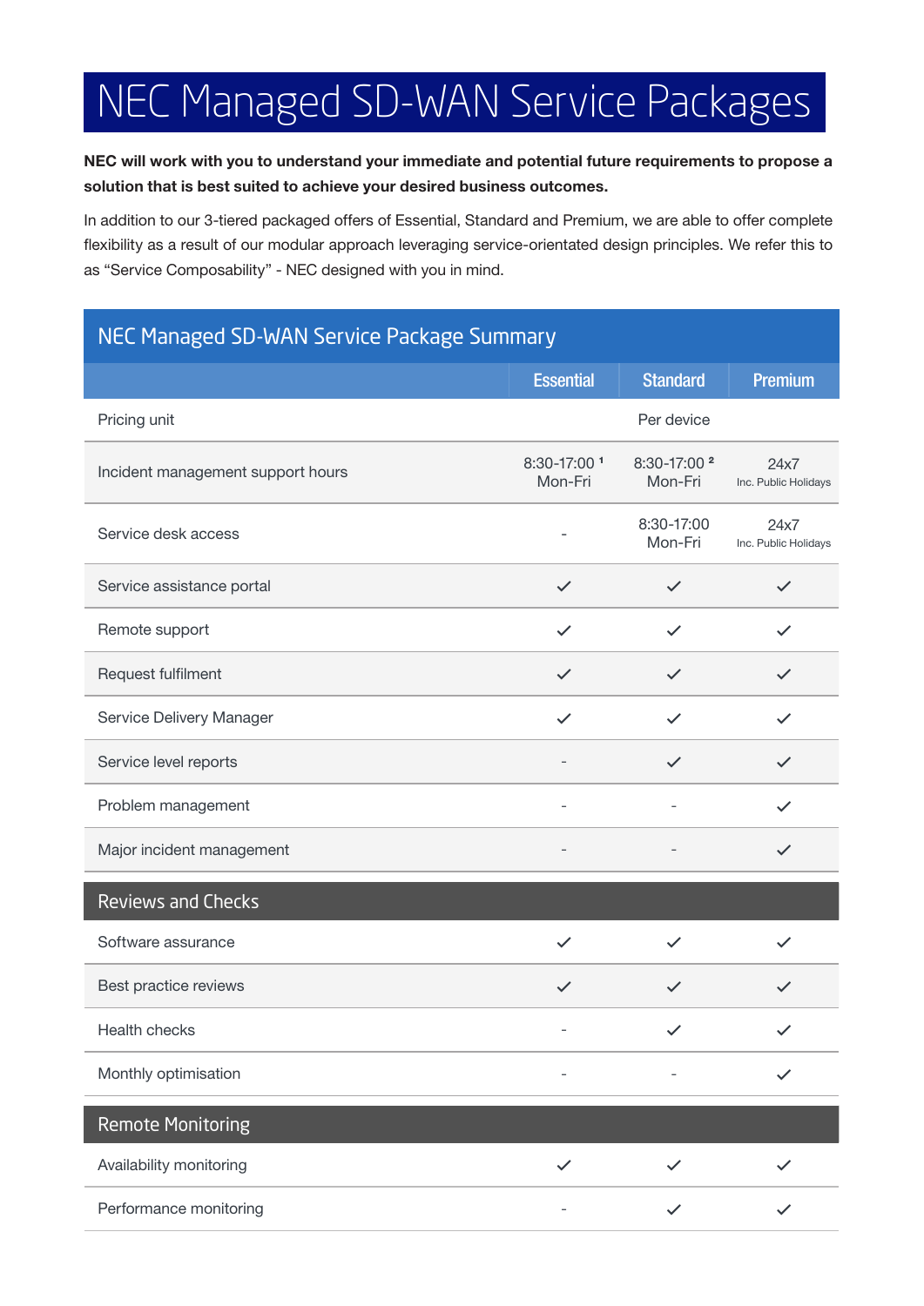# NEC Managed SD-WAN Service Packages

**NEC will work with you to understand your immediate and potential future requirements to propose a solution that is best suited to achieve your desired business outcomes.**

In addition to our 3-tiered packaged offers of Essential, Standard and Premium, we are able to offer complete flexibility as a result of our modular approach leveraging service-orientated design principles. We refer this to as "Service Composability" - NEC designed with you in mind.

## NEC Managed SD-WAN Service Package Summary

| | Essential | Standard | Premium |
|---|---|---|---|
| Pricing unit | | Per device | |
| Incident management support hours | 8:30-17:00 [1] Mon-Fri | 8:30-17:00 [2] Mon-Fri | 24x7 Inc. Public Holidays |
| Service desk access | - | 8:30-17:00 Mon-Fri | 24x7 Inc. Public Holidays |
| Service assistance portal | ✓ | ✓ | ✓ |
| Remote support | ✓ | ✓ | ✓ |
| Request fulfilment | ✓ | ✓ | ✓ |
| Service Delivery Manager | ✓ | ✓ | ✓ |
| Service level reports | - | ✓ | ✓ |
| Problem management | - | - | ✓ |
| Major incident management | - | - | ✓ |
| **Reviews and Checks** | | | |
| Software assurance | ✓ | ✓ | ✓ |
| Best practice reviews | ✓ | ✓ | ✓ |
| Health checks | - | ✓ | ✓ |
| Monthly optimisation | - | - | ✓ |
| **Remote Monitoring** | | | |
| Availability monitoring | ✓ | ✓ | ✓ |
| Performance monitoring | - | ✓ | ✓ |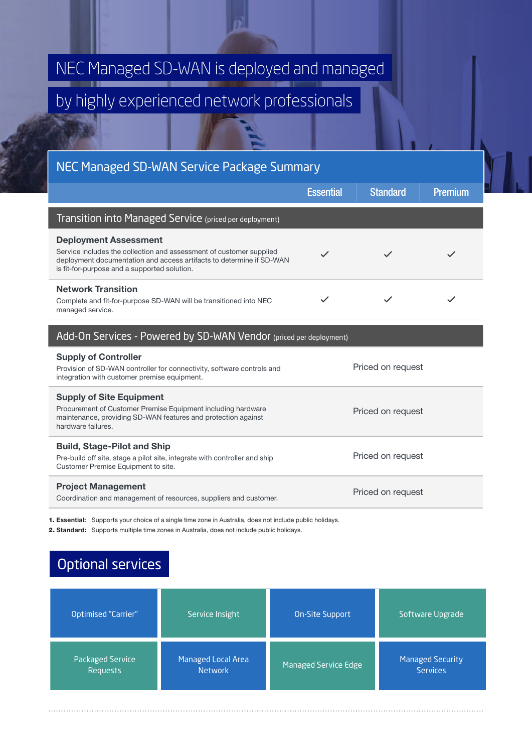# NEC Managed SD-WAN is deployed and managed by highly experienced network professionals

## NEC Managed SD-WAN Service Package Summary

| | Essential | Standard | Premium |
|---|---|---|---|
| **Transition into Managed Service** (priced per deployment) | | | |
| **Deployment Assessment**<br>Service includes the collection and assessment of customer supplied deployment documentation and access artifacts to determine if SD-WAN is fit-for-purpose and a supported solution. | ✓ | ✓ | ✓ |
| **Network Transition**<br>Complete and fit-for-purpose SD-WAN will be transitioned into NEC managed service. | ✓ | ✓ | ✓ |
| **Add-On Services - Powered by SD-WAN Vendor** (priced per deployment) | | | |
| **Supply of Controller**<br>Provision of SD-WAN controller for connectivity, software controls and integration with customer premise equipment. | | Priced on request | |
| **Supply of Site Equipment**<br>Procurement of Customer Premise Equipment including hardware maintenance, providing SD-WAN features and protection against hardware failures. | | Priced on request | |
| **Build, Stage-Pilot and Ship**<br>Pre-build off site, stage a pilot site, integrate with controller and ship Customer Premise Equipment to site. | | Priced on request | |
| **Project Management**<br>Coordination and management of resources, suppliers and customer. | | Priced on request | |

1. **Essential:** Supports your choice of a single time zone in Australia, does not include public holidays.
2. **Standard:** Supports multiple time zones in Australia, does not include public holidays.

## Optional services

- Optimised "Carrier"
- Service Insight
- On-Site Support
- Software Upgrade
- Packaged Service Requests
- Managed Local Area Network
- Managed Service Edge
- Managed Security Services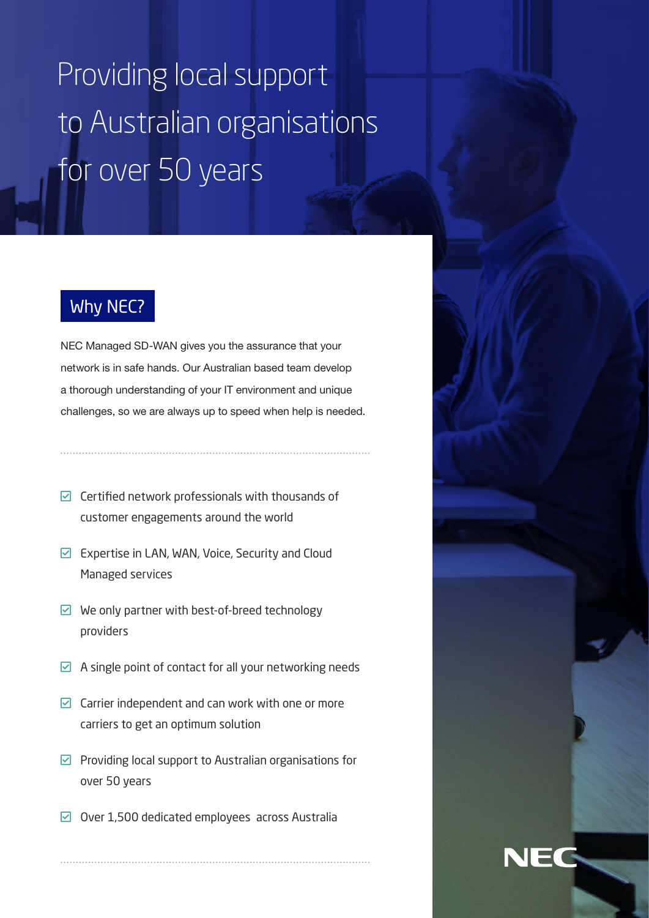# Providing local support to Australian organisations for over 50 years

## Why NEC?

NEC Managed SD-WAN gives you the assurance that your network is in safe hands. Our Australian based team develop a thorough understanding of your IT environment and unique challenges, so we are always up to speed when help is needed.

- Certified network professionals with thousands of customer engagements around the world
- Expertise in LAN, WAN, Voice, Security and Cloud Managed services
- We only partner with best-of-breed technology providers
- A single point of contact for all your networking needs
- Carrier independent and can work with one or more carriers to get an optimum solution
- Providing local support to Australian organisations for over 50 years
- Over 1,500 dedicated employees across Australia

NEC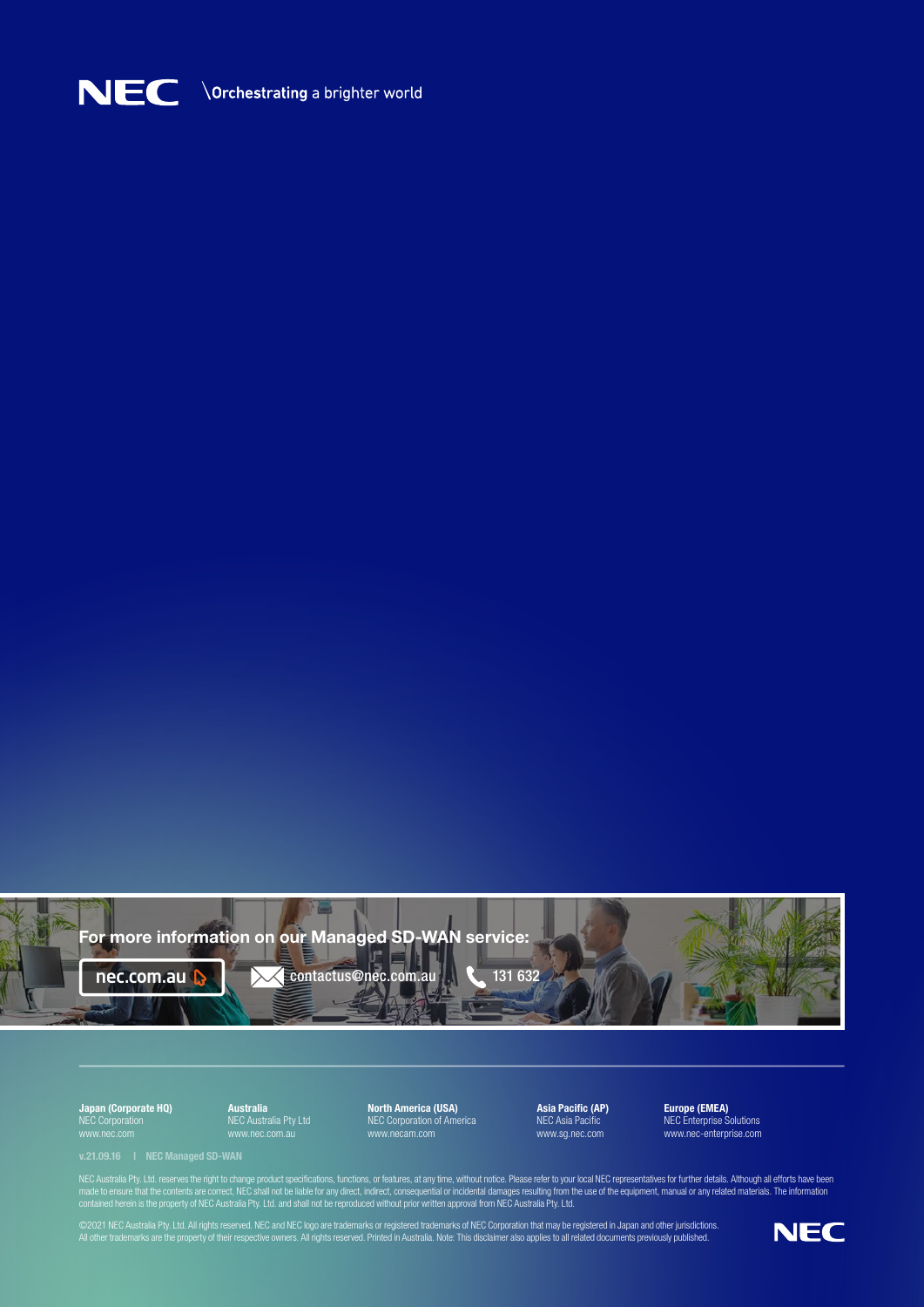NEC \Orchestrating a brighter world

For more information on our Managed SD-WAN service:

nec.com.au

contactus@nec.com.au

131 632

**Japan (Corporate HQ)**
NEC Corporation
www.nec.com

**Australia**
NEC Australia Pty Ltd
www.nec.com.au

**North America (USA)**
NEC Corporation of America
www.necam.com

**Asia Pacific (AP)**
NEC Asia Pacific
www.sg.nec.com

**Europe (EMEA)**
NEC Enterprise Solutions
www.nec-enterprise.com

v.21.09.16 | NEC Managed SD-WAN

NEC Australia Pty. Ltd. reserves the right to change product specifications, functions, or features, at any time, without notice. Please refer to your local NEC representatives for further details. Although all efforts have been made to ensure that the contents are correct, NEC shall not be liable for any direct, indirect, consequential or incidental damages resulting from the use of the equipment, manual or any related materials. The information contained herein is the property of NEC Australia Pty. Ltd. and shall not be reproduced without prior written approval from NEC Australia Pty. Ltd.

©2021 NEC Australia Pty. Ltd. All rights reserved. NEC and NEC logo are trademarks or registered trademarks of NEC Corporation that may be registered in Japan and other jurisdictions. All other trademarks are the property of their respective owners. All rights reserved. Printed in Australia. Note: This disclaimer also applies to all related documents previously published.

NEC